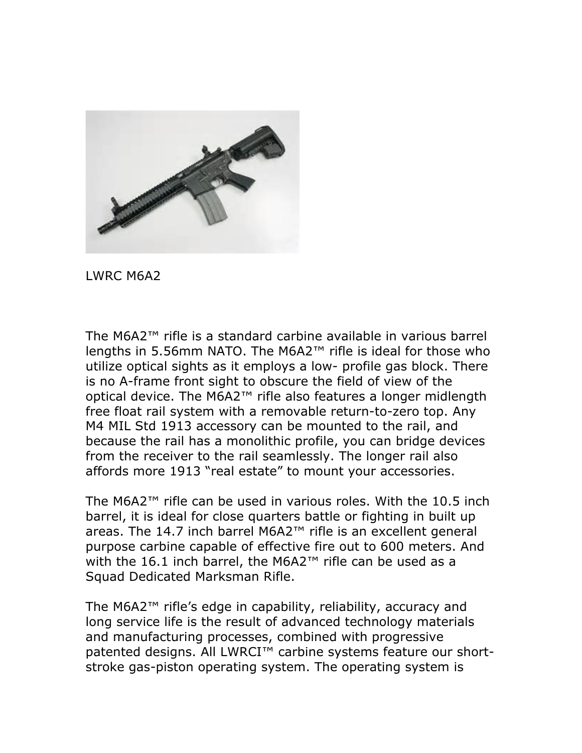LWRC M6A2

The M6A2™ rifle is a standard carbine available in various barrel lengths in 5.56mm NATO. The M6A2™ rifle is ideal for those who utilize optical sights as it employs a low- profile gas block. There is no A-frame front sight to obscure the field of view of the optical device. The M6A2™ rifle also features a longer midlength free float rail system with a removable return-to-zero top. Any M4 MIL Std 1913 accessory can be mounted to the rail, and because the rail has a monolithic profile, you can bridge devices from the receiver to the rail seamlessly. The longer rail also affords more 1913 "real estate" to mount your accessories.

The M6A2™ rifle can be used in various roles. With the 10.5 inch barrel, it is ideal for close quarters battle or fighting in built up areas. The 14.7 inch barrel M6A2™ rifle is an excellent general purpose carbine capable of effective fire out to 600 meters. And with the 16.1 inch barrel, the M6A2™ rifle can be used as a Squad Dedicated Marksman Rifle.

The M6A2™ rifle's edge in capability, reliability, accuracy and long service life is the result of advanced technology materials and manufacturing processes, combined with progressive patented designs. All LWRCI™ carbine systems feature our short-stroke gas-piston operating system. The operating system is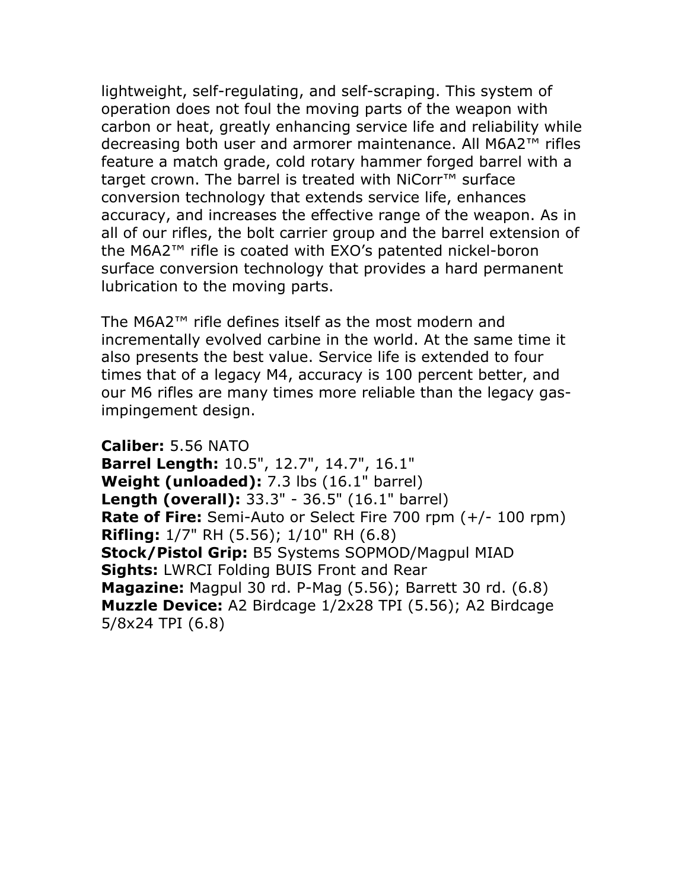lightweight, self-regulating, and self-scraping. This system of operation does not foul the moving parts of the weapon with carbon or heat, greatly enhancing service life and reliability while decreasing both user and armorer maintenance. All M6A2™ rifles feature a match grade, cold rotary hammer forged barrel with a target crown. The barrel is treated with NiCorr™ surface conversion technology that extends service life, enhances accuracy, and increases the effective range of the weapon. As in all of our rifles, the bolt carrier group and the barrel extension of the M6A2™ rifle is coated with EXO's patented nickel-boron surface conversion technology that provides a hard permanent lubrication to the moving parts.

The M6A2™ rifle defines itself as the most modern and incrementally evolved carbine in the world. At the same time it also presents the best value. Service life is extended to four times that of a legacy M4, accuracy is 100 percent better, and our M6 rifles are many times more reliable than the legacy gas-impingement design.

**Caliber:** 5.56 NATO
**Barrel Length:** 10.5", 12.7", 14.7", 16.1"
**Weight (unloaded):** 7.3 lbs (16.1" barrel)
**Length (overall):** 33.3" - 36.5" (16.1" barrel)
**Rate of Fire:** Semi-Auto or Select Fire 700 rpm (+/- 100 rpm)
**Rifling:** 1/7" RH (5.56); 1/10" RH (6.8)
**Stock/Pistol Grip:** B5 Systems SOPMOD/Magpul MIAD
**Sights:** LWRCI Folding BUIS Front and Rear
**Magazine:** Magpul 30 rd. P-Mag (5.56); Barrett 30 rd. (6.8)
**Muzzle Device:** A2 Birdcage 1/2x28 TPI (5.56); A2 Birdcage 5/8x24 TPI (6.8)